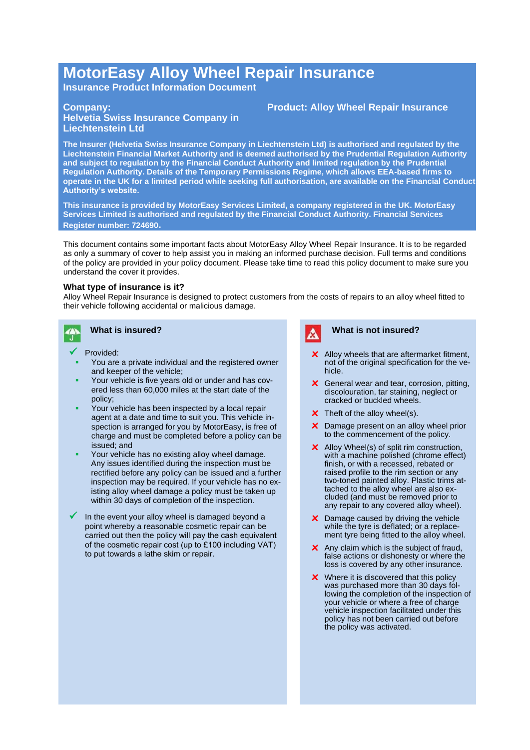# MotorEasy Alloy Wheel Repair Insurance

## Insurance Product Information Document

**Company:**
**Helvetia Swiss Insurance Company in Liechtenstein Ltd**

**Product: Alloy Wheel Repair Insurance**

**The Insurer (Helvetia Swiss Insurance Company in Liechtenstein Ltd) is authorised and regulated by the Liechtenstein Financial Market Authority and is deemed authorised by the Prudential Regulation Authority and subject to regulation by the Financial Conduct Authority and limited regulation by the Prudential Regulation Authority. Details of the Temporary Permissions Regime, which allows EEA-based firms to operate in the UK for a limited period while seeking full authorisation, are available on the Financial Conduct Authority's website.**

**This insurance is provided by MotorEasy Services Limited, a company registered in the UK. MotorEasy Services Limited is authorised and regulated by the Financial Conduct Authority. Financial Services Register number: 724690.**

This document contains some important facts about MotorEasy Alloy Wheel Repair Insurance. It is to be regarded as only a summary of cover to help assist you in making an informed purchase decision. Full terms and conditions of the policy are provided in your policy document. Please take time to read this policy document to make sure you understand the cover it provides.

### What type of insurance is it?

Alloy Wheel Repair Insurance is designed to protect customers from the costs of repairs to an alloy wheel fitted to their vehicle following accidental or malicious damage.

### What is insured?

- ✔ Provided:
  - You are a private individual and the registered owner and keeper of the vehicle;
  - Your vehicle is five years old or under and has covered less than 60,000 miles at the start date of the policy;
  - Your vehicle has been inspected by a local repair agent at a date and time to suit you. This vehicle inspection is arranged for you by MotorEasy, is free of charge and must be completed before a policy can be issued; and
  - Your vehicle has no existing alloy wheel damage. Any issues identified during the inspection must be rectified before any policy can be issued and a further inspection may be required. If your vehicle has no existing alloy wheel damage a policy must be taken up within 30 days of completion of the inspection.
- ✔ In the event your alloy wheel is damaged beyond a point whereby a reasonable cosmetic repair can be carried out then the policy will pay the cash equivalent of the cosmetic repair cost (up to £100 including VAT) to put towards a lathe skim or repair.

### What is not insured?

- ✘ Alloy wheels that are aftermarket fitment, not of the original specification for the vehicle.
- ✘ General wear and tear, corrosion, pitting, discolouration, tar staining, neglect or cracked or buckled wheels.
- ✘ Theft of the alloy wheel(s).
- ✘ Damage present on an alloy wheel prior to the commencement of the policy.
- ✘ Alloy Wheel(s) of split rim construction, with a machine polished (chrome effect) finish, or with a recessed, rebated or raised profile to the rim section or any two-toned painted alloy. Plastic trims attached to the alloy wheel are also excluded (and must be removed prior to any repair to any covered alloy wheel).
- ✘ Damage caused by driving the vehicle while the tyre is deflated; or a replacement tyre being fitted to the alloy wheel.
- ✘ Any claim which is the subject of fraud, false actions or dishonesty or where the loss is covered by any other insurance.
- ✘ Where it is discovered that this policy was purchased more than 30 days following the completion of the inspection of your vehicle or where a free of charge vehicle inspection facilitated under this policy has not been carried out before the policy was activated.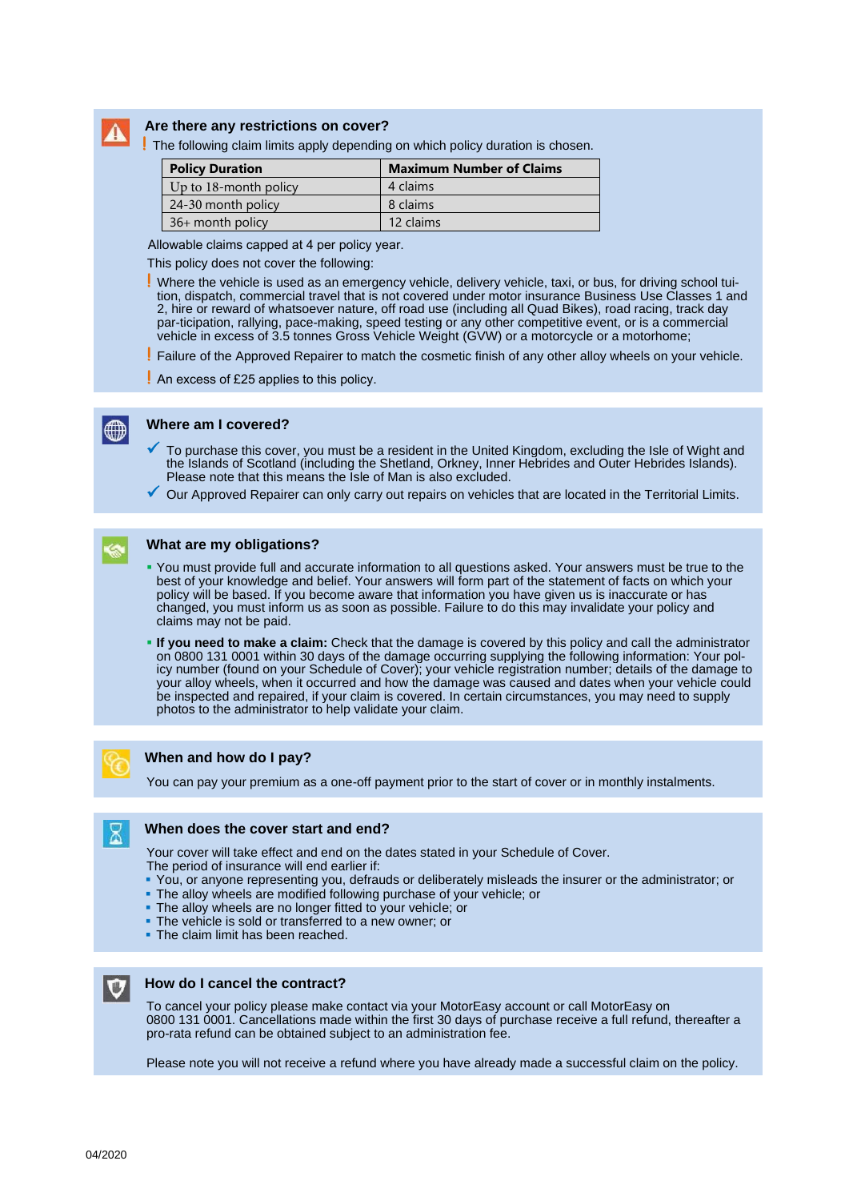## Are there any restrictions on cover?

! The following claim limits apply depending on which policy duration is chosen.

| Policy Duration | Maximum Number of Claims |
|---|---|
| Up to 18-month policy | 4 claims |
| 24-30 month policy | 8 claims |
| 36+ month policy | 12 claims |

Allowable claims capped at 4 per policy year.

This policy does not cover the following:

- ! Where the vehicle is used as an emergency vehicle, delivery vehicle, taxi, or bus, for driving school tui-tion, dispatch, commercial travel that is not covered under motor insurance Business Use Classes 1 and 2, hire or reward of whatsoever nature, off road use (including all Quad Bikes), road racing, track day par-ticipation, rallying, pace-making, speed testing or any other competitive event, or is a commercial vehicle in excess of 3.5 tonnes Gross Vehicle Weight (GVW) or a motorcycle or a motorhome;
- ! Failure of the Approved Repairer to match the cosmetic finish of any other alloy wheels on your vehicle.
- ! An excess of £25 applies to this policy.

## Where am I covered?

- ✓ To purchase this cover, you must be a resident in the United Kingdom, excluding the Isle of Wight and the Islands of Scotland (including the Shetland, Orkney, Inner Hebrides and Outer Hebrides Islands). Please note that this means the Isle of Man is also excluded.
- ✓ Our Approved Repairer can only carry out repairs on vehicles that are located in the Territorial Limits.

## What are my obligations?

- You must provide full and accurate information to all questions asked. Your answers must be true to the best of your knowledge and belief. Your answers will form part of the statement of facts on which your policy will be based. If you become aware that information you have given us is inaccurate or has changed, you must inform us as soon as possible. Failure to do this may invalidate your policy and claims may not be paid.
- **If you need to make a claim:** Check that the damage is covered by this policy and call the administrator on 0800 131 0001 within 30 days of the damage occurring supplying the following information: Your pol-icy number (found on your Schedule of Cover); your vehicle registration number; details of the damage to your alloy wheels, when it occurred and how the damage was caused and dates when your vehicle could be inspected and repaired, if your claim is covered. In certain circumstances, you may need to supply photos to the administrator to help validate your claim.

## When and how do I pay?

You can pay your premium as a one-off payment prior to the start of cover or in monthly instalments.

## When does the cover start and end?

Your cover will take effect and end on the dates stated in your Schedule of Cover.
The period of insurance will end earlier if:

- You, or anyone representing you, defrauds or deliberately misleads the insurer or the administrator; or
- The alloy wheels are modified following purchase of your vehicle; or
- The alloy wheels are no longer fitted to your vehicle; or
- The vehicle is sold or transferred to a new owner; or
- The claim limit has been reached.

## How do I cancel the contract?

To cancel your policy please make contact via your MotorEasy account or call MotorEasy on 0800 131 0001. Cancellations made within the first 30 days of purchase receive a full refund, thereafter a pro-rata refund can be obtained subject to an administration fee.

Please note you will not receive a refund where you have already made a successful claim on the policy.

04/2020